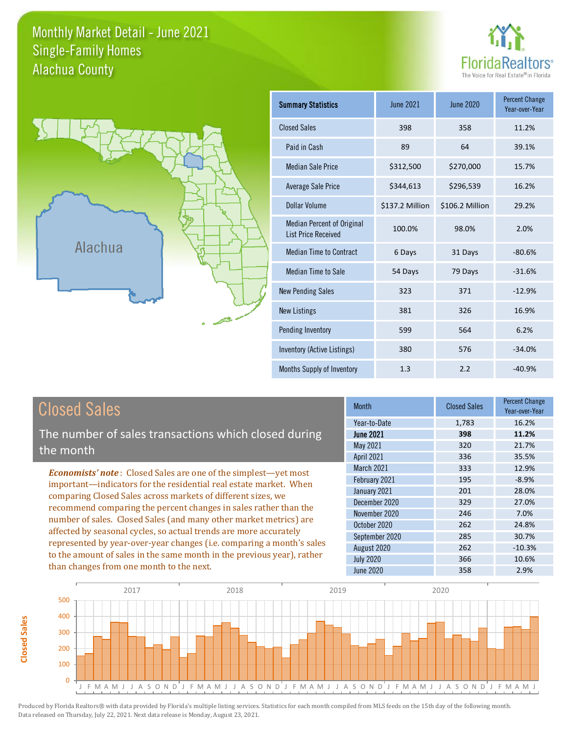# Monthly Market Detail - June 2021
## Single-Family Homes
## Alachua County

FloridaRealtors®
The Voice for Real Estate® in Florida

Alachua

| Summary Statistics | June 2021 | June 2020 | Percent Change Year-over-Year |
|---|---|---|---|
| Closed Sales | 398 | 358 | 11.2% |
| Paid in Cash | 89 | 64 | 39.1% |
| Median Sale Price | $312,500 | $270,000 | 15.7% |
| Average Sale Price | $344,613 | $296,539 | 16.2% |
| Dollar Volume | $137.2 Million | $106.2 Million | 29.2% |
| Median Percent of Original List Price Received | 100.0% | 98.0% | 2.0% |
| Median Time to Contract | 6 Days | 31 Days | -80.6% |
| Median Time to Sale | 54 Days | 79 Days | -31.6% |
| New Pending Sales | 323 | 371 | -12.9% |
| New Listings | 381 | 326 | 16.9% |
| Pending Inventory | 599 | 564 | 6.2% |
| Inventory (Active Listings) | 380 | 576 | -34.0% |
| Months Supply of Inventory | 1.3 | 2.2 | -40.9% |

## Closed Sales

The number of sales transactions which closed during the month

***Economists' note***: Closed Sales are one of the simplest—yet most important—indicators for the residential real estate market. When comparing Closed Sales across markets of different sizes, we recommend comparing the percent changes in sales rather than the number of sales. Closed Sales (and many other market metrics) are affected by seasonal cycles, so actual trends are more accurately represented by year-over-year changes (i.e. comparing a month's sales to the amount of sales in the same month in the previous year), rather than changes from one month to the next.

| Month | Closed Sales | Percent Change Year-over-Year |
|---|---|---|
| Year-to-Date | 1,783 | 16.2% |
| **June 2021** | **398** | **11.2%** |
| May 2021 | 320 | 21.7% |
| April 2021 | 336 | 35.5% |
| March 2021 | 333 | 12.9% |
| February 2021 | 195 | -8.9% |
| January 2021 | 201 | 28.0% |
| December 2020 | 329 | 27.0% |
| November 2020 | 246 | 7.0% |
| October 2020 | 262 | 24.8% |
| September 2020 | 285 | 30.7% |
| August 2020 | 262 | -10.3% |
| July 2020 | 366 | 10.6% |
| June 2020 | 358 | 2.9% |

Produced by Florida Realtors® with data provided by Florida's multiple listing services. Statistics for each month compiled from MLS feeds on the 15th day of the following month. Data released on Thursday, July 22, 2021. Next data release is Monday, August 23, 2021.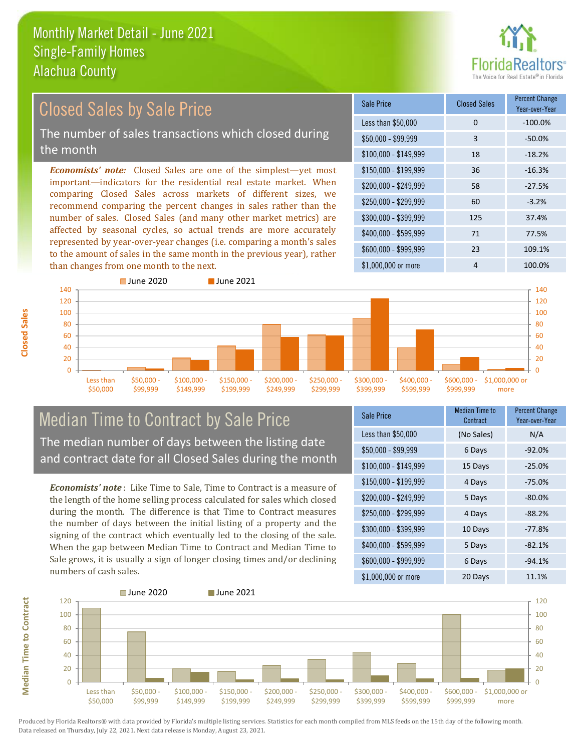# Monthly Market Detail - June 2021
## Single-Family Homes
## Alachua County

## Closed Sales by Sale Price

The number of sales transactions which closed during the month

*Economists' note:* Closed Sales are one of the simplest—yet most important—indicators for the residential real estate market. When comparing Closed Sales across markets of different sizes, we recommend comparing the percent changes in sales rather than the number of sales. Closed Sales (and many other market metrics) are affected by seasonal cycles, so actual trends are more accurately represented by year-over-year changes (i.e. comparing a month's sales to the amount of sales in the same month in the previous year), rather than changes from one month to the next.

| Sale Price | Closed Sales | Percent Change Year-over-Year |
|---|---|---|
| Less than $50,000 | 0 | -100.0% |
| $50,000 - $99,999 | 3 | -50.0% |
| $100,000 - $149,999 | 18 | -18.2% |
| $150,000 - $199,999 | 36 | -16.3% |
| $200,000 - $249,999 | 58 | -27.5% |
| $250,000 - $299,999 | 60 | -3.2% |
| $300,000 - $399,999 | 125 | 37.4% |
| $400,000 - $599,999 | 71 | 77.5% |
| $600,000 - $999,999 | 23 | 109.1% |
| $1,000,000 or more | 4 | 100.0% |

## Median Time to Contract by Sale Price

The median number of days between the listing date and contract date for all Closed Sales during the month

*Economists' note*: Like Time to Sale, Time to Contract is a measure of the length of the home selling process calculated for sales which closed during the month. The difference is that Time to Contract measures the number of days between the initial listing of a property and the signing of the contract which eventually led to the closing of the sale. When the gap between Median Time to Contract and Median Time to Sale grows, it is usually a sign of longer closing times and/or declining numbers of cash sales.

| Sale Price | Median Time to Contract | Percent Change Year-over-Year |
|---|---|---|
| Less than $50,000 | (No Sales) | N/A |
| $50,000 - $99,999 | 6 Days | -92.0% |
| $100,000 - $149,999 | 15 Days | -25.0% |
| $150,000 - $199,999 | 4 Days | -75.0% |
| $200,000 - $249,999 | 5 Days | -80.0% |
| $250,000 - $299,999 | 4 Days | -88.2% |
| $300,000 - $399,999 | 10 Days | -77.8% |
| $400,000 - $599,999 | 5 Days | -82.1% |
| $600,000 - $999,999 | 6 Days | -94.1% |
| $1,000,000 or more | 20 Days | 11.1% |

Produced by Florida Realtors® with data provided by Florida's multiple listing services. Statistics for each month compiled from MLS feeds on the 15th day of the following month. Data released on Thursday, July 22, 2021. Next data release is Monday, August 23, 2021.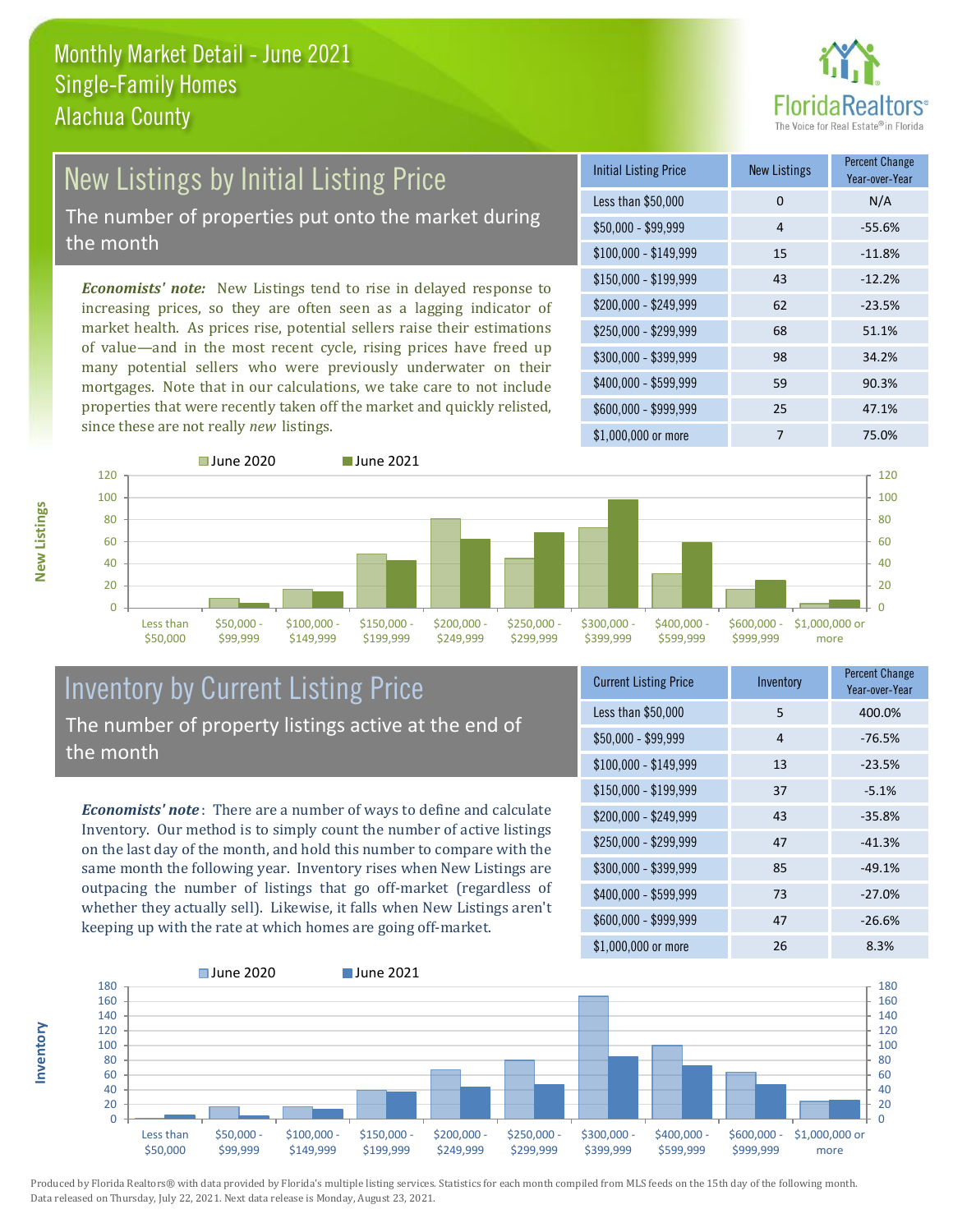# Monthly Market Detail - June 2021
## Single-Family Homes
## Alachua County

## New Listings by Initial Listing Price

The number of properties put onto the market during the month

***Economists' note:*** New Listings tend to rise in delayed response to increasing prices, so they are often seen as a lagging indicator of market health. As prices rise, potential sellers raise their estimations of value—and in the most recent cycle, rising prices have freed up many potential sellers who were previously underwater on their mortgages. Note that in our calculations, we take care to not include properties that were recently taken off the market and quickly relisted, since these are not really *new* listings.

| Initial Listing Price | New Listings | Percent Change Year-over-Year |
|---|---|---|
| Less than $50,000 | 0 | N/A |
| $50,000 - $99,999 | 4 | -55.6% |
| $100,000 - $149,999 | 15 | -11.8% |
| $150,000 - $199,999 | 43 | -12.2% |
| $200,000 - $249,999 | 62 | -23.5% |
| $250,000 - $299,999 | 68 | 51.1% |
| $300,000 - $399,999 | 98 | 34.2% |
| $400,000 - $599,999 | 59 | 90.3% |
| $600,000 - $999,999 | 25 | 47.1% |
| $1,000,000 or more | 7 | 75.0% |

## Inventory by Current Listing Price

The number of property listings active at the end of the month

***Economists' note*:** There are a number of ways to define and calculate Inventory. Our method is to simply count the number of active listings on the last day of the month, and hold this number to compare with the same month the following year. Inventory rises when New Listings are outpacing the number of listings that go off-market (regardless of whether they actually sell). Likewise, it falls when New Listings aren't keeping up with the rate at which homes are going off-market.

| Current Listing Price | Inventory | Percent Change Year-over-Year |
|---|---|---|
| Less than $50,000 | 5 | 400.0% |
| $50,000 - $99,999 | 4 | -76.5% |
| $100,000 - $149,999 | 13 | -23.5% |
| $150,000 - $199,999 | 37 | -5.1% |
| $200,000 - $249,999 | 43 | -35.8% |
| $250,000 - $299,999 | 47 | -41.3% |
| $300,000 - $399,999 | 85 | -49.1% |
| $400,000 - $599,999 | 73 | -27.0% |
| $600,000 - $999,999 | 47 | -26.6% |
| $1,000,000 or more | 26 | 8.3% |

Produced by Florida Realtors® with data provided by Florida's multiple listing services. Statistics for each month compiled from MLS feeds on the 15th day of the following month. Data released on Thursday, July 22, 2021. Next data release is Monday, August 23, 2021.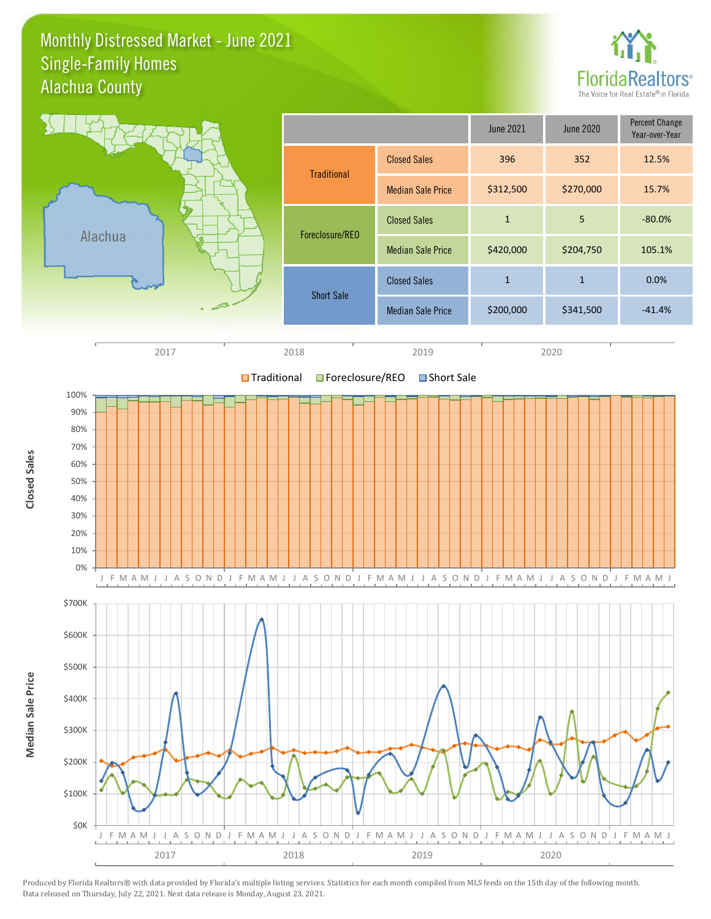# Monthly Distressed Market - June 2021
## Single-Family Homes
## Alachua County

| | | June 2021 | June 2020 | Percent Change Year-over-Year |
|---|---|---|---|---|
| Traditional | Closed Sales | 396 | 352 | 12.5% |
| | Median Sale Price | $312,500 | $270,000 | 15.7% |
| Foreclosure/REO | Closed Sales | 1 | 5 | -80.0% |
| | Median Sale Price | $420,000 | $204,750 | 105.1% |
| Short Sale | Closed Sales | 1 | 1 | 0.0% |
| | Median Sale Price | $200,000 | $341,500 | -41.4% |

Produced by Florida Realtors® with data provided by Florida's multiple listing services. Statistics for each month compiled from MLS feeds on the 15th day of the following month. Data released on Thursday, July 22, 2021. Next data release is Monday, August 23, 2021.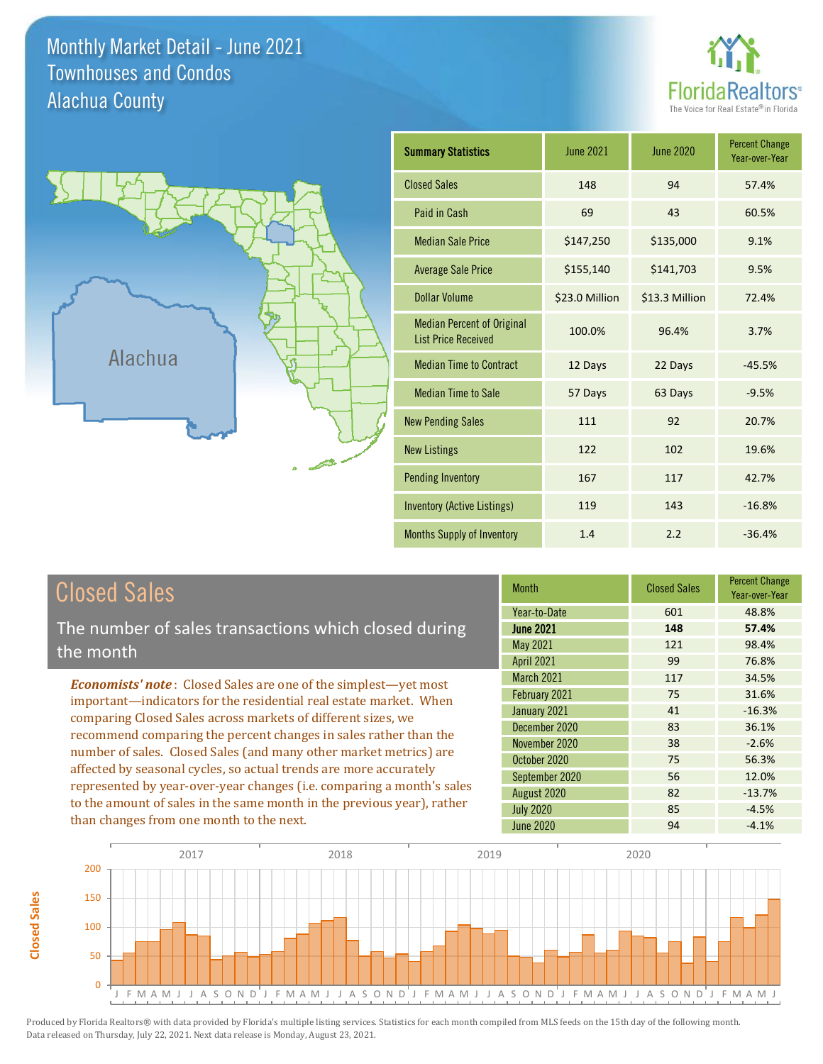# Monthly Market Detail - June 2021
## Townhouses and Condos
## Alachua County

FloridaRealtors®
The Voice for Real Estate® in Florida

Alachua

| Summary Statistics | June 2021 | June 2020 | Percent Change Year-over-Year |
|---|---|---|---|
| Closed Sales | 148 | 94 | 57.4% |
| Paid in Cash | 69 | 43 | 60.5% |
| Median Sale Price | $147,250 | $135,000 | 9.1% |
| Average Sale Price | $155,140 | $141,703 | 9.5% |
| Dollar Volume | $23.0 Million | $13.3 Million | 72.4% |
| Median Percent of Original List Price Received | 100.0% | 96.4% | 3.7% |
| Median Time to Contract | 12 Days | 22 Days | -45.5% |
| Median Time to Sale | 57 Days | 63 Days | -9.5% |
| New Pending Sales | 111 | 92 | 20.7% |
| New Listings | 122 | 102 | 19.6% |
| Pending Inventory | 167 | 117 | 42.7% |
| Inventory (Active Listings) | 119 | 143 | -16.8% |
| Months Supply of Inventory | 1.4 | 2.2 | -36.4% |

## Closed Sales

The number of sales transactions which closed during the month

*Economists' note*: Closed Sales are one of the simplest—yet most important—indicators for the residential real estate market. When comparing Closed Sales across markets of different sizes, we recommend comparing the percent changes in sales rather than the number of sales. Closed Sales (and many other market metrics) are affected by seasonal cycles, so actual trends are more accurately represented by year-over-year changes (i.e. comparing a month's sales to the amount of sales in the same month in the previous year), rather than changes from one month to the next.

| Month | Closed Sales | Percent Change Year-over-Year |
|---|---|---|
| Year-to-Date | 601 | 48.8% |
| **June 2021** | **148** | **57.4%** |
| May 2021 | 121 | 98.4% |
| April 2021 | 99 | 76.8% |
| March 2021 | 117 | 34.5% |
| February 2021 | 75 | 31.6% |
| January 2021 | 41 | -16.3% |
| December 2020 | 83 | 36.1% |
| November 2020 | 38 | -2.6% |
| October 2020 | 75 | 56.3% |
| September 2020 | 56 | 12.0% |
| August 2020 | 82 | -13.7% |
| July 2020 | 85 | -4.5% |
| June 2020 | 94 | -4.1% |

Produced by Florida Realtors® with data provided by Florida's multiple listing services. Statistics for each month compiled from MLS feeds on the 15th day of the following month. Data released on Thursday, July 22, 2021. Next data release is Monday, August 23, 2021.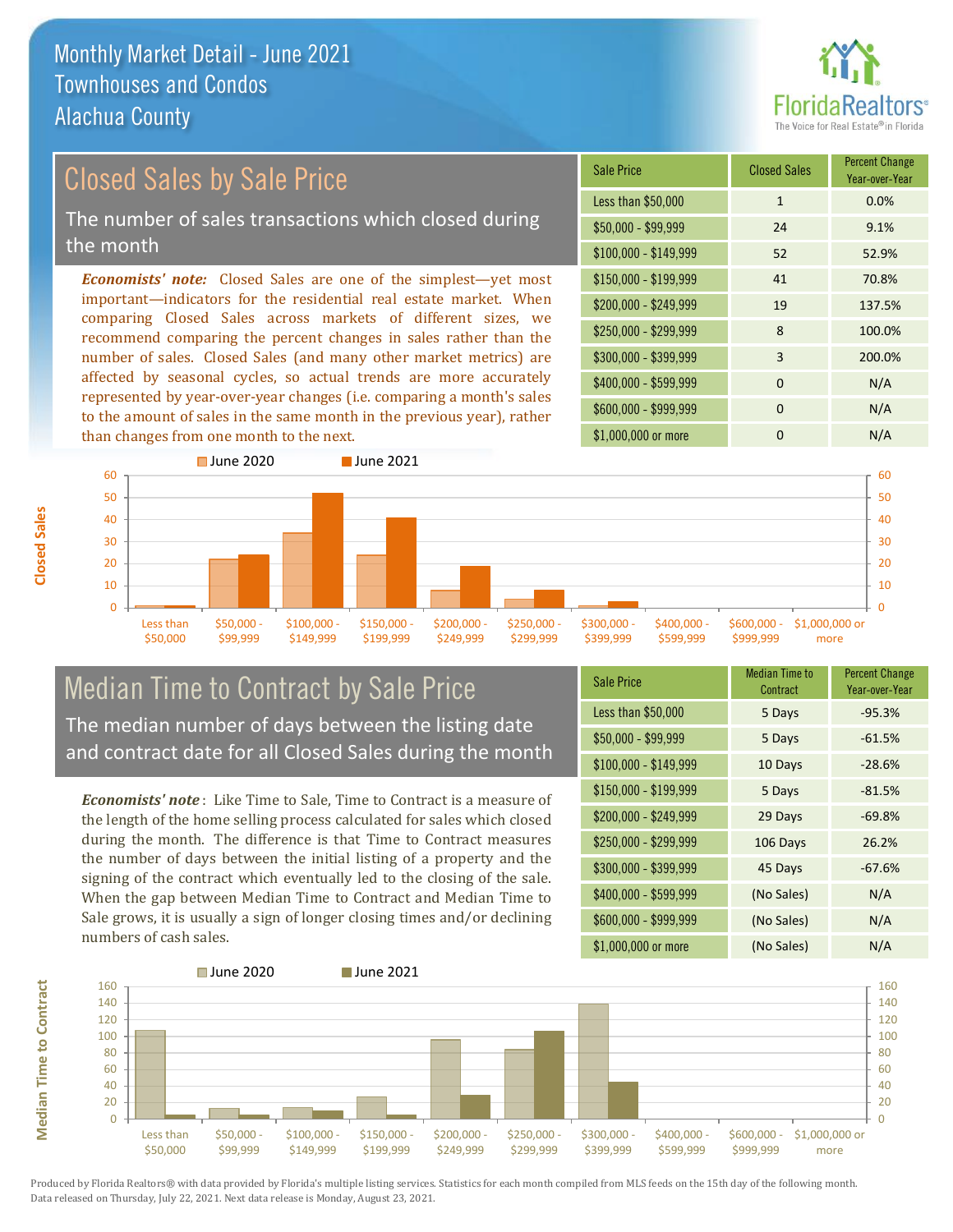# Monthly Market Detail - June 2021
## Townhouses and Condos
## Alachua County

## Closed Sales by Sale Price

The number of sales transactions which closed during the month

***Economists' note:*** Closed Sales are one of the simplest—yet most important—indicators for the residential real estate market. When comparing Closed Sales across markets of different sizes, we recommend comparing the percent changes in sales rather than the number of sales. Closed Sales (and many other market metrics) are affected by seasonal cycles, so actual trends are more accurately represented by year-over-year changes (i.e. comparing a month's sales to the amount of sales in the same month in the previous year), rather than changes from one month to the next.

| Sale Price | Closed Sales | Percent Change Year-over-Year |
|---|---|---|
| Less than $50,000 | 1 | 0.0% |
| $50,000 - $99,999 | 24 | 9.1% |
| $100,000 - $149,999 | 52 | 52.9% |
| $150,000 - $199,999 | 41 | 70.8% |
| $200,000 - $249,999 | 19 | 137.5% |
| $250,000 - $299,999 | 8 | 100.0% |
| $300,000 - $399,999 | 3 | 200.0% |
| $400,000 - $599,999 | 0 | N/A |
| $600,000 - $999,999 | 0 | N/A |
| $1,000,000 or more | 0 | N/A |

## Median Time to Contract by Sale Price

The median number of days between the listing date and contract date for all Closed Sales during the month

***Economists' note***: Like Time to Sale, Time to Contract is a measure of the length of the home selling process calculated for sales which closed during the month. The difference is that Time to Contract measures the number of days between the initial listing of a property and the signing of the contract which eventually led to the closing of the sale. When the gap between Median Time to Contract and Median Time to Sale grows, it is usually a sign of longer closing times and/or declining numbers of cash sales.

| Sale Price | Median Time to Contract | Percent Change Year-over-Year |
|---|---|---|
| Less than $50,000 | 5 Days | -95.3% |
| $50,000 - $99,999 | 5 Days | -61.5% |
| $100,000 - $149,999 | 10 Days | -28.6% |
| $150,000 - $199,999 | 5 Days | -81.5% |
| $200,000 - $249,999 | 29 Days | -69.8% |
| $250,000 - $299,999 | 106 Days | 26.2% |
| $300,000 - $399,999 | 45 Days | -67.6% |
| $400,000 - $599,999 | (No Sales) | N/A |
| $600,000 - $999,999 | (No Sales) | N/A |
| $1,000,000 or more | (No Sales) | N/A |

Produced by Florida Realtors® with data provided by Florida's multiple listing services. Statistics for each month compiled from MLS feeds on the 15th day of the following month. Data released on Thursday, July 22, 2021. Next data release is Monday, August 23, 2021.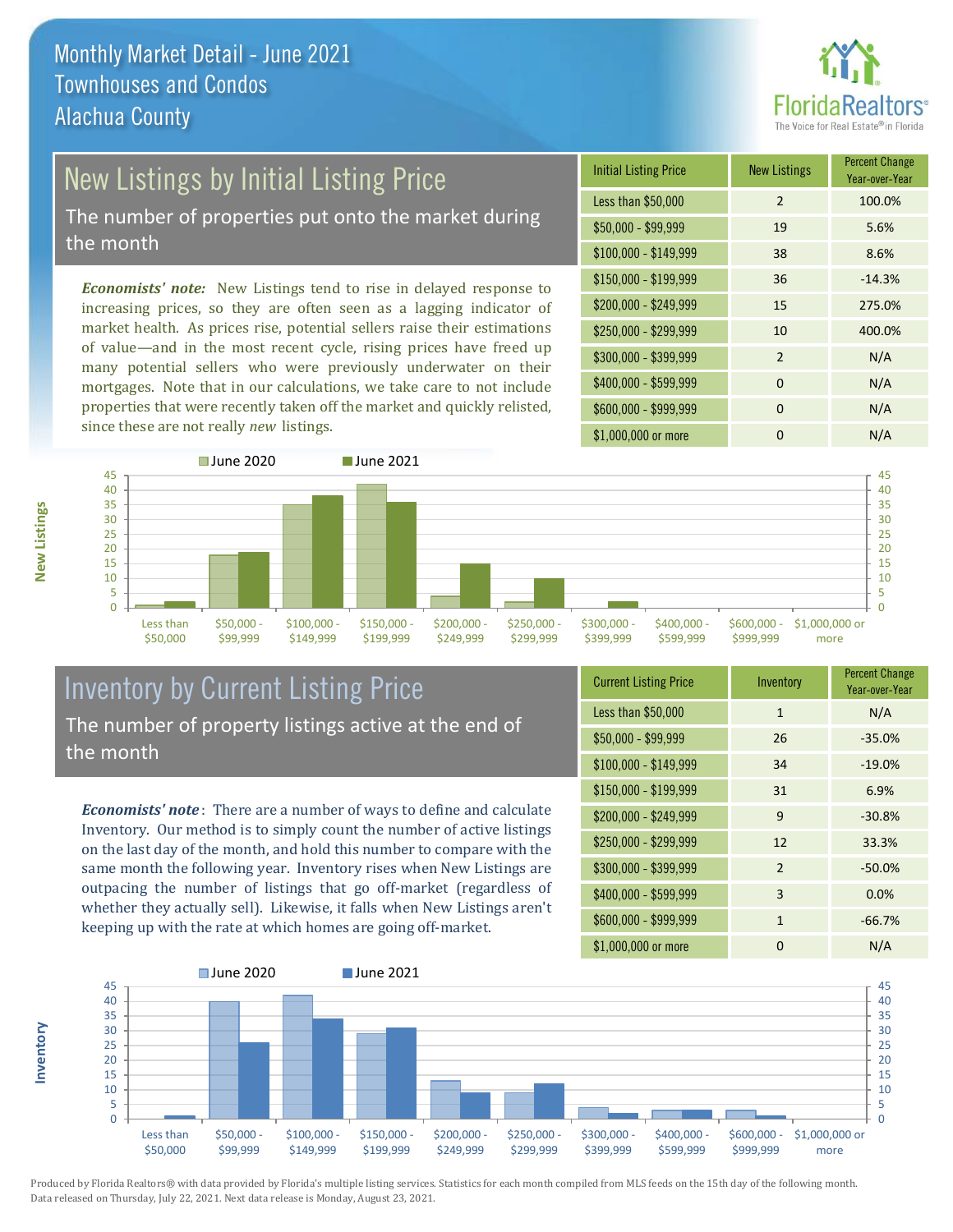# Monthly Market Detail - June 2021
## Townhouses and Condos
## Alachua County

## New Listings by Initial Listing Price

The number of properties put onto the market during the month

*Economists' note:* New Listings tend to rise in delayed response to increasing prices, so they are often seen as a lagging indicator of market health. As prices rise, potential sellers raise their estimations of value—and in the most recent cycle, rising prices have freed up many potential sellers who were previously underwater on their mortgages. Note that in our calculations, we take care to not include properties that were recently taken off the market and quickly relisted, since these are not really *new* listings.

| Initial Listing Price | New Listings | Percent Change Year-over-Year |
|---|---|---|
| Less than $50,000 | 2 | 100.0% |
| $50,000 - $99,999 | 19 | 5.6% |
| $100,000 - $149,999 | 38 | 8.6% |
| $150,000 - $199,999 | 36 | -14.3% |
| $200,000 - $249,999 | 15 | 275.0% |
| $250,000 - $299,999 | 10 | 400.0% |
| $300,000 - $399,999 | 2 | N/A |
| $400,000 - $599,999 | 0 | N/A |
| $600,000 - $999,999 | 0 | N/A |
| $1,000,000 or more | 0 | N/A |

## Inventory by Current Listing Price

The number of property listings active at the end of the month

*Economists' note*: There are a number of ways to define and calculate Inventory. Our method is to simply count the number of active listings on the last day of the month, and hold this number to compare with the same month the following year. Inventory rises when New Listings are outpacing the number of listings that go off-market (regardless of whether they actually sell). Likewise, it falls when New Listings aren't keeping up with the rate at which homes are going off-market.

| Current Listing Price | Inventory | Percent Change Year-over-Year |
|---|---|---|
| Less than $50,000 | 1 | N/A |
| $50,000 - $99,999 | 26 | -35.0% |
| $100,000 - $149,999 | 34 | -19.0% |
| $150,000 - $199,999 | 31 | 6.9% |
| $200,000 - $249,999 | 9 | -30.8% |
| $250,000 - $299,999 | 12 | 33.3% |
| $300,000 - $399,999 | 2 | -50.0% |
| $400,000 - $599,999 | 3 | 0.0% |
| $600,000 - $999,999 | 1 | -66.7% |
| $1,000,000 or more | 0 | N/A |

Produced by Florida Realtors® with data provided by Florida's multiple listing services. Statistics for each month compiled from MLS feeds on the 15th day of the following month. Data released on Thursday, July 22, 2021. Next data release is Monday, August 23, 2021.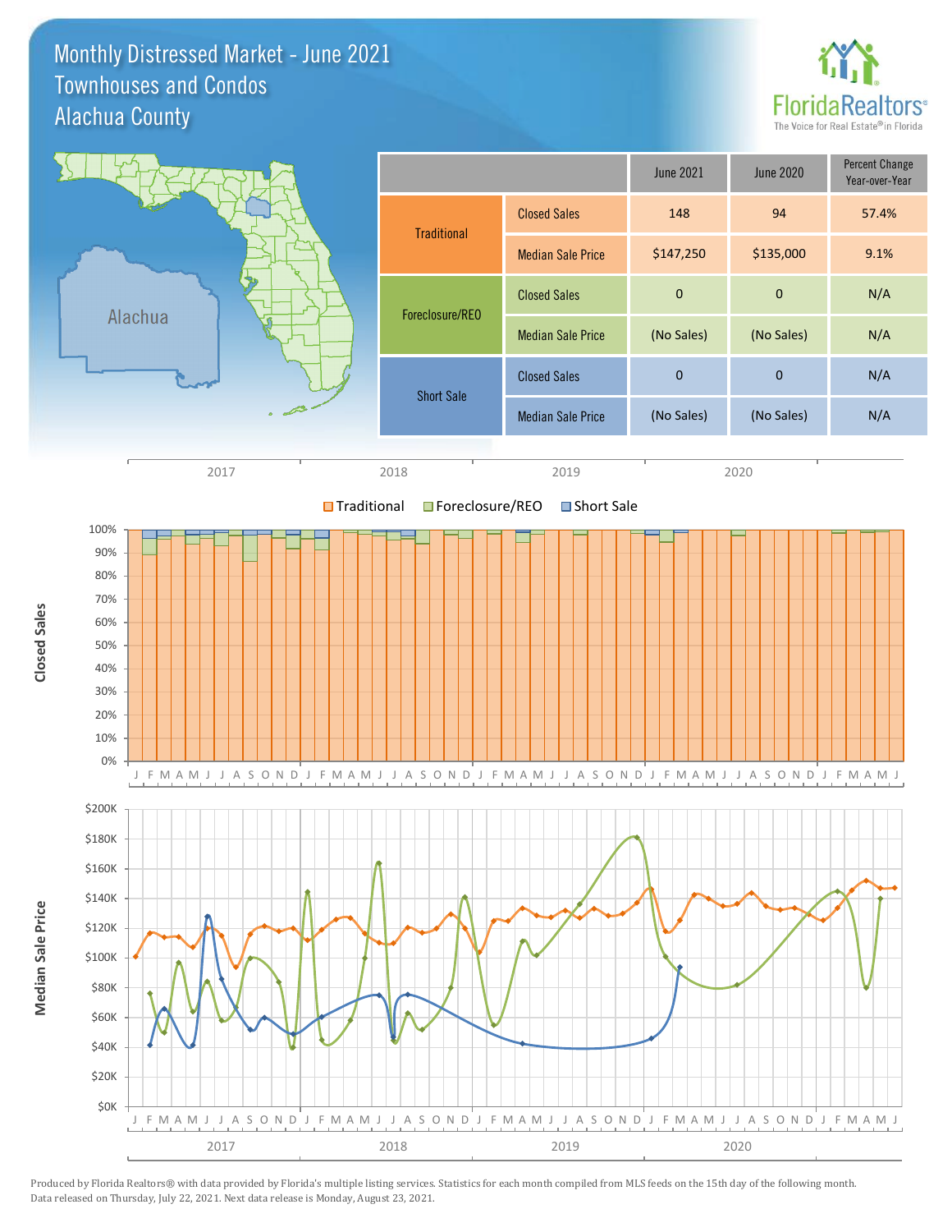# Monthly Distressed Market - June 2021
## Townhouses and Condos
## Alachua County

| | | June 2021 | June 2020 | Percent Change Year-over-Year |
|---|---|---|---|---|
| Traditional | Closed Sales | 148 | 94 | 57.4% |
| | Median Sale Price | $147,250 | $135,000 | 9.1% |
| Foreclosure/REO | Closed Sales | 0 | 0 | N/A |
| | Median Sale Price | (No Sales) | (No Sales) | N/A |
| Short Sale | Closed Sales | 0 | 0 | N/A |
| | Median Sale Price | (No Sales) | (No Sales) | N/A |

Produced by Florida Realtors® with data provided by Florida's multiple listing services. Statistics for each month compiled from MLS feeds on the 15th day of the following month. Data released on Thursday, July 22, 2021. Next data release is Monday, August 23, 2021.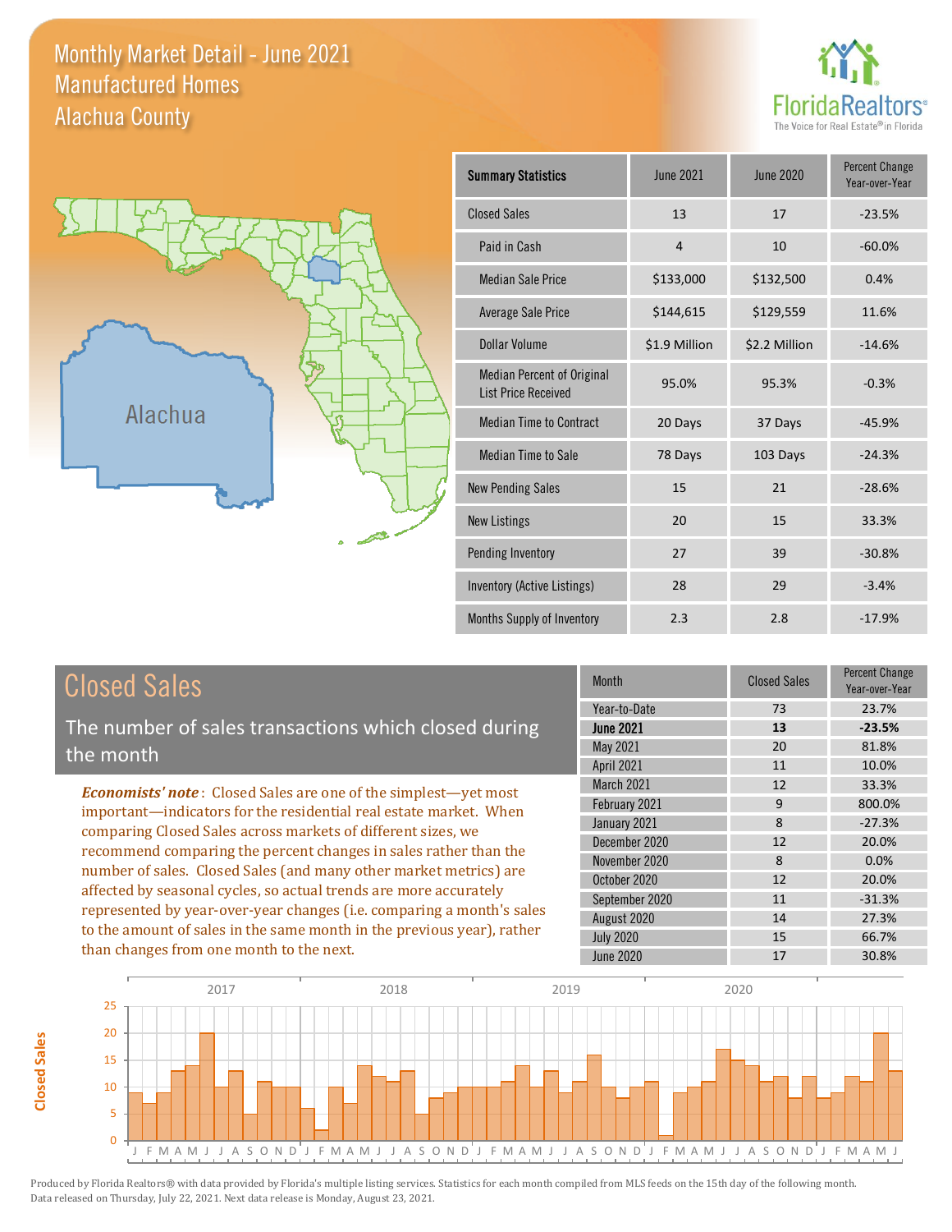# Monthly Market Detail - June 2021
## Manufactured Homes
## Alachua County

Alachua

| Summary Statistics | June 2021 | June 2020 | Percent Change Year-over-Year |
|---|---|---|---|
| Closed Sales | 13 | 17 | -23.5% |
| Paid in Cash | 4 | 10 | -60.0% |
| Median Sale Price | $133,000 | $132,500 | 0.4% |
| Average Sale Price | $144,615 | $129,559 | 11.6% |
| Dollar Volume | $1.9 Million | $2.2 Million | -14.6% |
| Median Percent of Original List Price Received | 95.0% | 95.3% | -0.3% |
| Median Time to Contract | 20 Days | 37 Days | -45.9% |
| Median Time to Sale | 78 Days | 103 Days | -24.3% |
| New Pending Sales | 15 | 21 | -28.6% |
| New Listings | 20 | 15 | 33.3% |
| Pending Inventory | 27 | 39 | -30.8% |
| Inventory (Active Listings) | 28 | 29 | -3.4% |
| Months Supply of Inventory | 2.3 | 2.8 | -17.9% |

## Closed Sales

The number of sales transactions which closed during the month

***Economists' note***: Closed Sales are one of the simplest—yet most important—indicators for the residential real estate market. When comparing Closed Sales across markets of different sizes, we recommend comparing the percent changes in sales rather than the number of sales. Closed Sales (and many other market metrics) are affected by seasonal cycles, so actual trends are more accurately represented by year-over-year changes (i.e. comparing a month's sales to the amount of sales in the same month in the previous year), rather than changes from one month to the next.

| Month | Closed Sales | Percent Change Year-over-Year |
|---|---|---|
| Year-to-Date | 73 | 23.7% |
| **June 2021** | **13** | **-23.5%** |
| May 2021 | 20 | 81.8% |
| April 2021 | 11 | 10.0% |
| March 2021 | 12 | 33.3% |
| February 2021 | 9 | 800.0% |
| January 2021 | 8 | -27.3% |
| December 2020 | 12 | 20.0% |
| November 2020 | 8 | 0.0% |
| October 2020 | 12 | 20.0% |
| September 2020 | 11 | -31.3% |
| August 2020 | 14 | 27.3% |
| July 2020 | 15 | 66.7% |
| June 2020 | 17 | 30.8% |

Produced by Florida Realtors® with data provided by Florida's multiple listing services. Statistics for each month compiled from MLS feeds on the 15th day of the following month. Data released on Thursday, July 22, 2021. Next data release is Monday, August 23, 2021.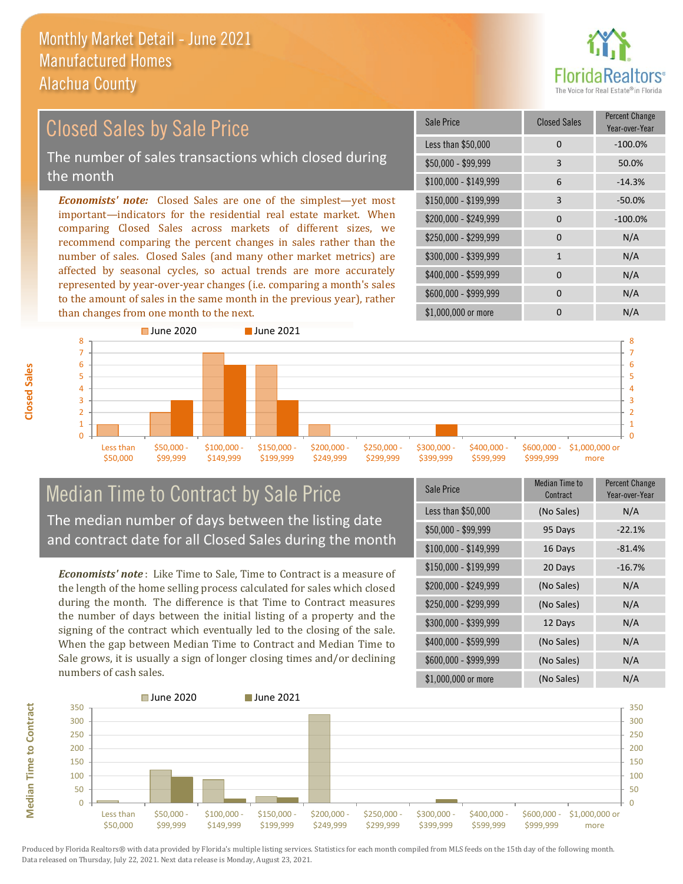# Monthly Market Detail - June 2021
## Manufactured Homes
## Alachua County

## Closed Sales by Sale Price

The number of sales transactions which closed during the month

*Economists' note:* Closed Sales are one of the simplest—yet most important—indicators for the residential real estate market. When comparing Closed Sales across markets of different sizes, we recommend comparing the percent changes in sales rather than the number of sales. Closed Sales (and many other market metrics) are affected by seasonal cycles, so actual trends are more accurately represented by year-over-year changes (i.e. comparing a month's sales to the amount of sales in the same month in the previous year), rather than changes from one month to the next.

| Sale Price | Closed Sales | Percent Change Year-over-Year |
|---|---|---|
| Less than $50,000 | 0 | -100.0% |
| $50,000 - $99,999 | 3 | 50.0% |
| $100,000 - $149,999 | 6 | -14.3% |
| $150,000 - $199,999 | 3 | -50.0% |
| $200,000 - $249,999 | 0 | -100.0% |
| $250,000 - $299,999 | 0 | N/A |
| $300,000 - $399,999 | 1 | N/A |
| $400,000 - $599,999 | 0 | N/A |
| $600,000 - $999,999 | 0 | N/A |
| $1,000,000 or more | 0 | N/A |

## Median Time to Contract by Sale Price

The median number of days between the listing date and contract date for all Closed Sales during the month

*Economists' note*: Like Time to Sale, Time to Contract is a measure of the length of the home selling process calculated for sales which closed during the month. The difference is that Time to Contract measures the number of days between the initial listing of a property and the signing of the contract which eventually led to the closing of the sale. When the gap between Median Time to Contract and Median Time to Sale grows, it is usually a sign of longer closing times and/or declining numbers of cash sales.

| Sale Price | Median Time to Contract | Percent Change Year-over-Year |
|---|---|---|
| Less than $50,000 | (No Sales) | N/A |
| $50,000 - $99,999 | 95 Days | -22.1% |
| $100,000 - $149,999 | 16 Days | -81.4% |
| $150,000 - $199,999 | 20 Days | -16.7% |
| $200,000 - $249,999 | (No Sales) | N/A |
| $250,000 - $299,999 | (No Sales) | N/A |
| $300,000 - $399,999 | 12 Days | N/A |
| $400,000 - $599,999 | (No Sales) | N/A |
| $600,000 - $999,999 | (No Sales) | N/A |
| $1,000,000 or more | (No Sales) | N/A |

Produced by Florida Realtors® with data provided by Florida's multiple listing services. Statistics for each month compiled from MLS feeds on the 15th day of the following month. Data released on Thursday, July 22, 2021. Next data release is Monday, August 23, 2021.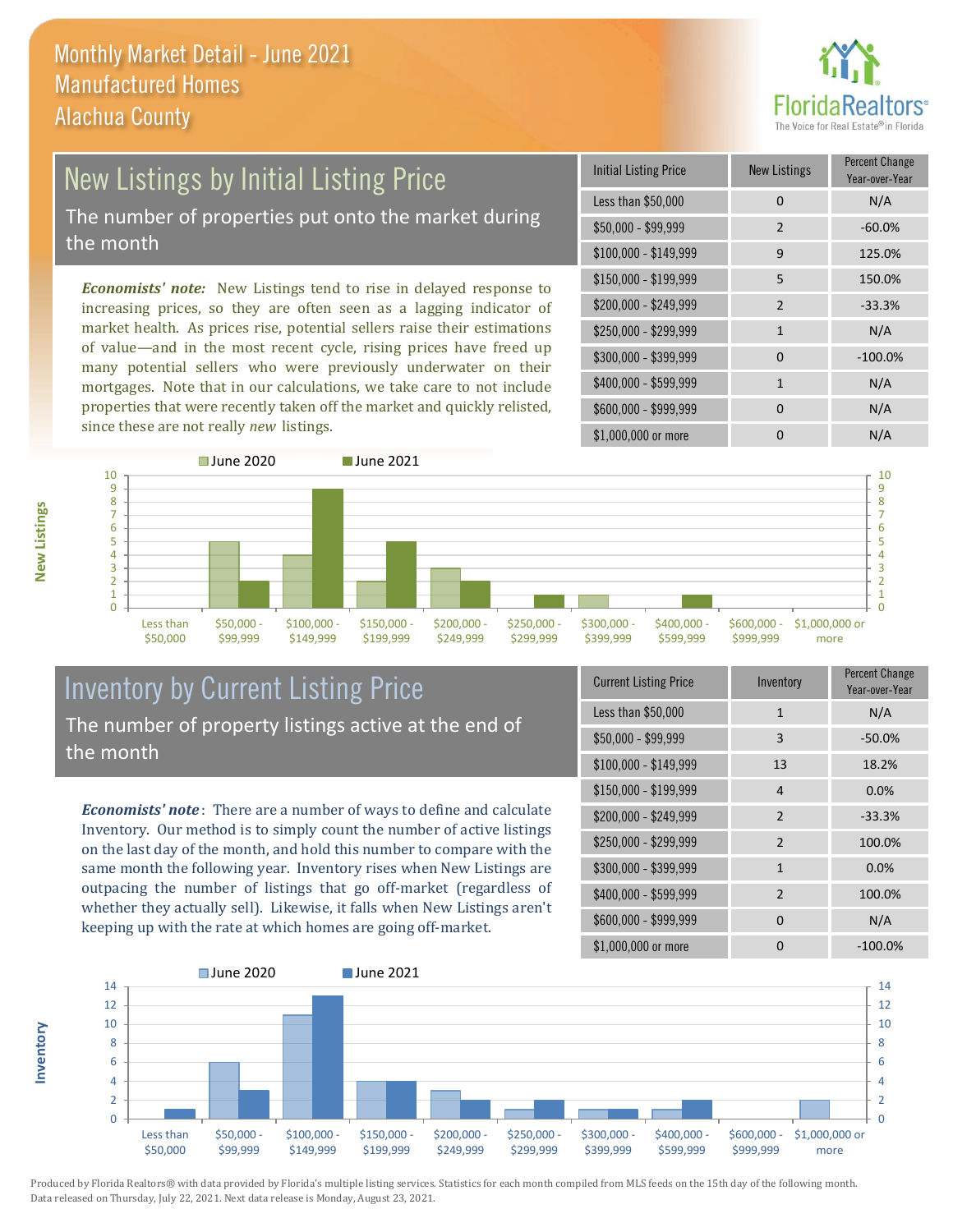# Monthly Market Detail - June 2021
## Manufactured Homes
## Alachua County

## New Listings by Initial Listing Price

The number of properties put onto the market during the month

*Economists' note:* New Listings tend to rise in delayed response to increasing prices, so they are often seen as a lagging indicator of market health. As prices rise, potential sellers raise their estimations of value—and in the most recent cycle, rising prices have freed up many potential sellers who were previously underwater on their mortgages. Note that in our calculations, we take care to not include properties that were recently taken off the market and quickly relisted, since these are not really *new* listings.

| Initial Listing Price | New Listings | Percent Change Year-over-Year |
|---|---|---|
| Less than $50,000 | 0 | N/A |
| $50,000 - $99,999 | 2 | -60.0% |
| $100,000 - $149,999 | 9 | 125.0% |
| $150,000 - $199,999 | 5 | 150.0% |
| $200,000 - $249,999 | 2 | -33.3% |
| $250,000 - $299,999 | 1 | N/A |
| $300,000 - $399,999 | 0 | -100.0% |
| $400,000 - $599,999 | 1 | N/A |
| $600,000 - $999,999 | 0 | N/A |
| $1,000,000 or more | 0 | N/A |

## Inventory by Current Listing Price

The number of property listings active at the end of the month

*Economists' note*: There are a number of ways to define and calculate Inventory. Our method is to simply count the number of active listings on the last day of the month, and hold this number to compare with the same month the following year. Inventory rises when New Listings are outpacing the number of listings that go off-market (regardless of whether they actually sell). Likewise, it falls when New Listings aren't keeping up with the rate at which homes are going off-market.

| Current Listing Price | Inventory | Percent Change Year-over-Year |
|---|---|---|
| Less than $50,000 | 1 | N/A |
| $50,000 - $99,999 | 3 | -50.0% |
| $100,000 - $149,999 | 13 | 18.2% |
| $150,000 - $199,999 | 4 | 0.0% |
| $200,000 - $249,999 | 2 | -33.3% |
| $250,000 - $299,999 | 2 | 100.0% |
| $300,000 - $399,999 | 1 | 0.0% |
| $400,000 - $599,999 | 2 | 100.0% |
| $600,000 - $999,999 | 0 | N/A |
| $1,000,000 or more | 0 | -100.0% |

Produced by Florida Realtors® with data provided by Florida's multiple listing services. Statistics for each month compiled from MLS feeds on the 15th day of the following month. Data released on Thursday, July 22, 2021. Next data release is Monday, August 23, 2021.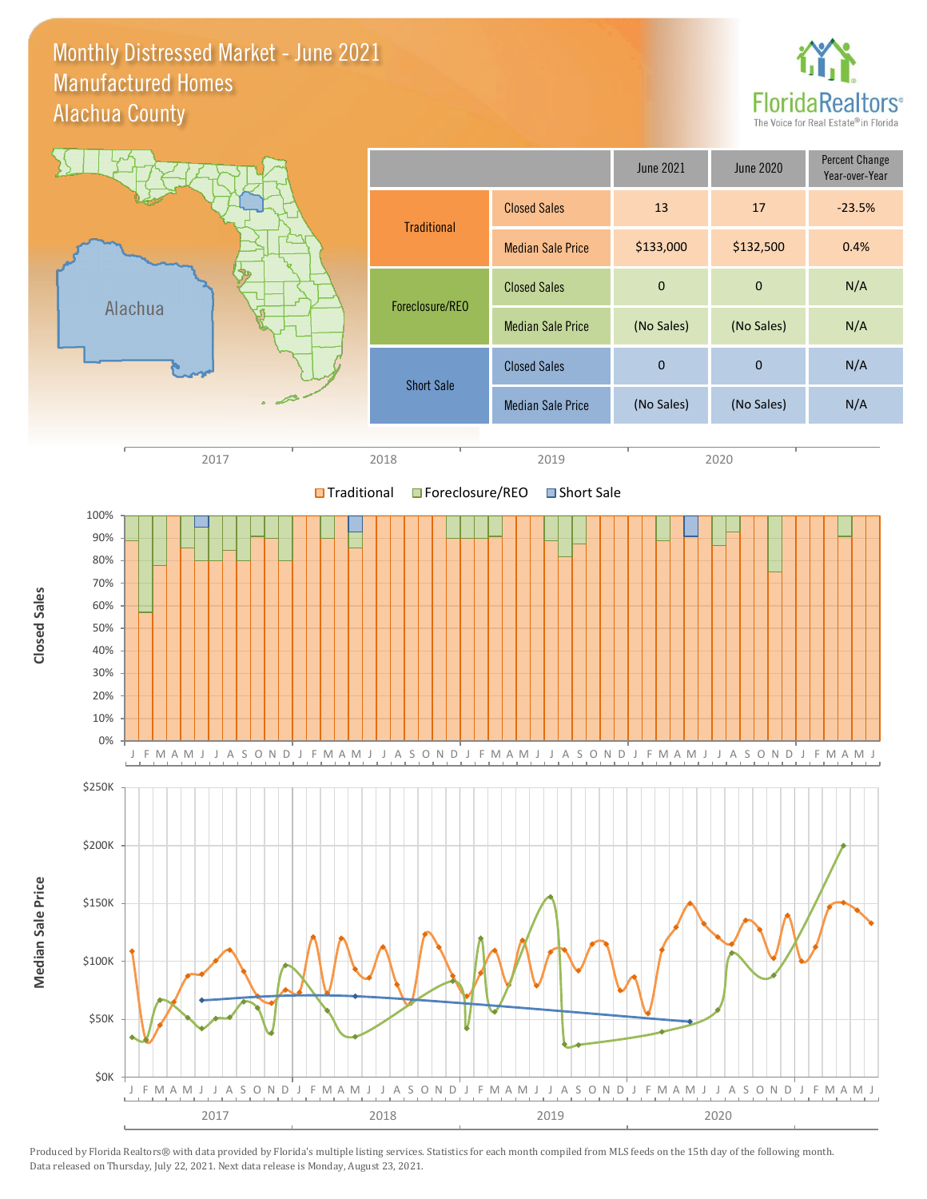# Monthly Distressed Market - June 2021
## Manufactured Homes
## Alachua County

FloridaRealtors®
The Voice for Real Estate® in Florida

Alachua

| | | June 2021 | June 2020 | Percent Change Year-over-Year |
|---|---|---|---|---|
| Traditional | Closed Sales | 13 | 17 | -23.5% |
| | Median Sale Price | $133,000 | $132,500 | 0.4% |
| Foreclosure/REO | Closed Sales | 0 | 0 | N/A |
| | Median Sale Price | (No Sales) | (No Sales) | N/A |
| Short Sale | Closed Sales | 0 | 0 | N/A |
| | Median Sale Price | (No Sales) | (No Sales) | N/A |

2017 2018 2019 2020

Traditional Foreclosure/REO Short Sale

Closed Sales

100% 90% 80% 70% 60% 50% 40% 30% 20% 10% 0%

J F M A M J J A S O N D J F M A M J J A S O N D J F M A M J J A S O N D J F M A M J J A S O N D J F M A M J

Median Sale Price

$250K $200K $150K $100K $50K $0K

J F M A M J J A S O N D J F M A M J J A S O N D J F M A M J J A S O N D J F M A M J J A S O N D J F M A M J

2017 2018 2019 2020

Produced by Florida Realtors® with data provided by Florida's multiple listing services. Statistics for each month compiled from MLS feeds on the 15th day of the following month. Data released on Thursday, July 22, 2021. Next data release is Monday, August 23, 2021.